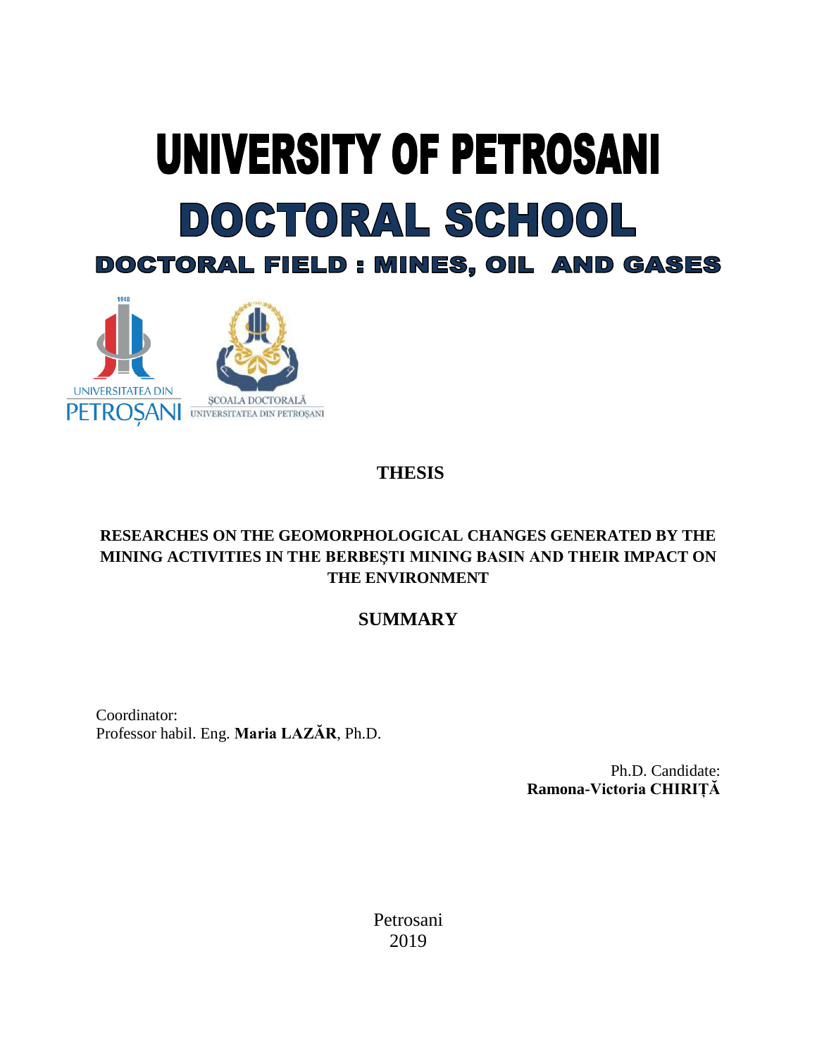# UNIVERSITY OF PETROSANI

# DOCTORAL SCHOOL

## DOCTORAL FIELD : MINES, OIL AND GASES

UNIVERSITATEA DIN PETROȘANI

ȘCOALA DOCTORALĂ UNIVERSITATEA DIN PETROȘANI

**THESIS**

**RESEARCHES ON THE GEOMORPHOLOGICAL CHANGES GENERATED BY THE MINING ACTIVITIES IN THE BERBEȘTI MINING BASIN AND THEIR IMPACT ON THE ENVIRONMENT**

**SUMMARY**

Coordinator:
Professor habil. Eng. **Maria LAZĂR**, Ph.D.

Ph.D. Candidate:
**Ramona-Victoria CHIRIȚĂ**

Petrosani
2019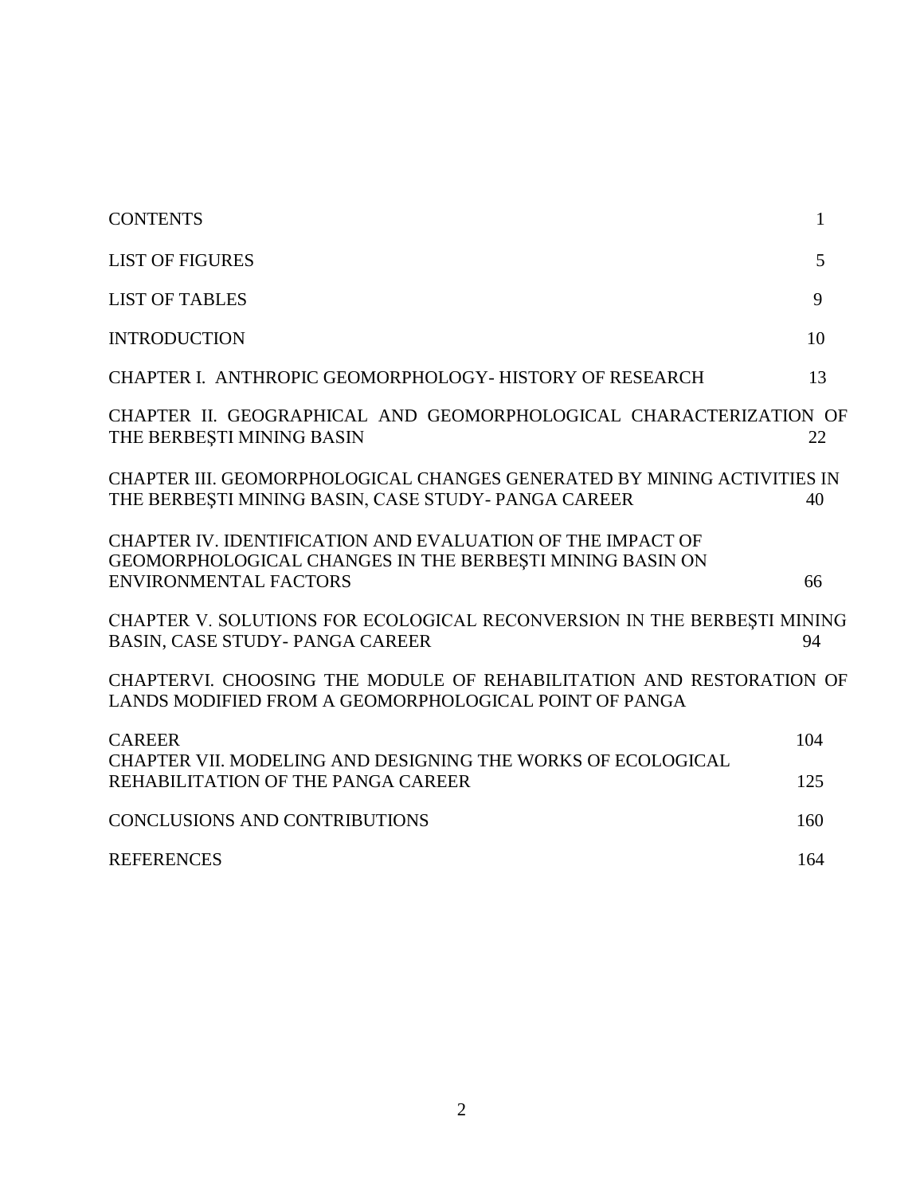| | |
|---|---|
| CONTENTS | 1 |
| LIST OF FIGURES | 5 |
| LIST OF TABLES | 9 |
| INTRODUCTION | 10 |
| CHAPTER I. ANTHROPIC GEOMORPHOLOGY- HISTORY OF RESEARCH | 13 |
| CHAPTER II. GEOGRAPHICAL AND GEOMORPHOLOGICAL CHARACTERIZATION OF THE BERBEŞTI MINING BASIN | 22 |
| CHAPTER III. GEOMORPHOLOGICAL CHANGES GENERATED BY MINING ACTIVITIES IN THE BERBEŞTI MINING BASIN, CASE STUDY- PANGA CAREER | 40 |
| CHAPTER IV. IDENTIFICATION AND EVALUATION OF THE IMPACT OF GEOMORPHOLOGICAL CHANGES IN THE BERBEŞTI MINING BASIN ON ENVIRONMENTAL FACTORS | 66 |
| CHAPTER V. SOLUTIONS FOR ECOLOGICAL RECONVERSION IN THE BERBEŞTI MINING BASIN, CASE STUDY- PANGA CAREER | 94 |
| CHAPTERVI. CHOOSING THE MODULE OF REHABILITATION AND RESTORATION OF LANDS MODIFIED FROM A GEOMORPHOLOGICAL POINT OF PANGA CAREER | 104 |
| CHAPTER VII. MODELING AND DESIGNING THE WORKS OF ECOLOGICAL REHABILITATION OF THE PANGA CAREER | 125 |
| CONCLUSIONS AND CONTRIBUTIONS | 160 |
| REFERENCES | 164 |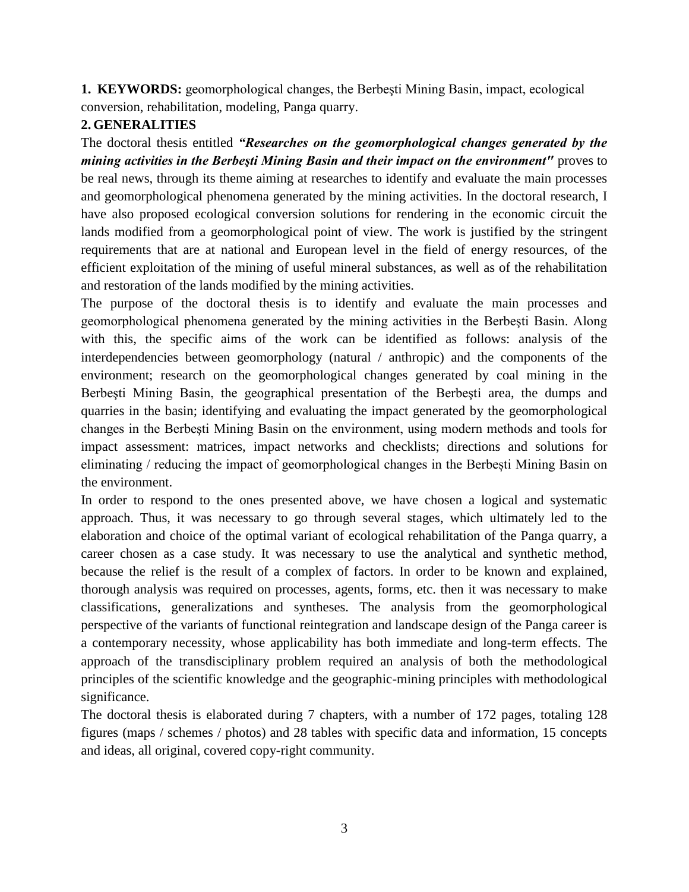**1. KEYWORDS:** geomorphological changes, the Berbeşti Mining Basin, impact, ecological conversion, rehabilitation, modeling, Panga quarry.

## 2. GENERALITIES

The doctoral thesis entitled ***"Researches on the geomorphological changes generated by the mining activities in the Berbeşti Mining Basin and their impact on the environment"*** proves to be real news, through its theme aiming at researches to identify and evaluate the main processes and geomorphological phenomena generated by the mining activities. In the doctoral research, I have also proposed ecological conversion solutions for rendering in the economic circuit the lands modified from a geomorphological point of view. The work is justified by the stringent requirements that are at national and European level in the field of energy resources, of the efficient exploitation of the mining of useful mineral substances, as well as of the rehabilitation and restoration of the lands modified by the mining activities.

The purpose of the doctoral thesis is to identify and evaluate the main processes and geomorphological phenomena generated by the mining activities in the Berbeşti Basin. Along with this, the specific aims of the work can be identified as follows: analysis of the interdependencies between geomorphology (natural / anthropic) and the components of the environment; research on the geomorphological changes generated by coal mining in the Berbeşti Mining Basin, the geographical presentation of the Berbeşti area, the dumps and quarries in the basin; identifying and evaluating the impact generated by the geomorphological changes in the Berbeşti Mining Basin on the environment, using modern methods and tools for impact assessment: matrices, impact networks and checklists; directions and solutions for eliminating / reducing the impact of geomorphological changes in the Berbeşti Mining Basin on the environment.

In order to respond to the ones presented above, we have chosen a logical and systematic approach. Thus, it was necessary to go through several stages, which ultimately led to the elaboration and choice of the optimal variant of ecological rehabilitation of the Panga quarry, a career chosen as a case study. It was necessary to use the analytical and synthetic method, because the relief is the result of a complex of factors. In order to be known and explained, thorough analysis was required on processes, agents, forms, etc. then it was necessary to make classifications, generalizations and syntheses. The analysis from the geomorphological perspective of the variants of functional reintegration and landscape design of the Panga career is a contemporary necessity, whose applicability has both immediate and long-term effects. The approach of the transdisciplinary problem required an analysis of both the methodological principles of the scientific knowledge and the geographic-mining principles with methodological significance.

The doctoral thesis is elaborated during 7 chapters, with a number of 172 pages, totaling 128 figures (maps / schemes / photos) and 28 tables with specific data and information, 15 concepts and ideas, all original, covered copy-right community.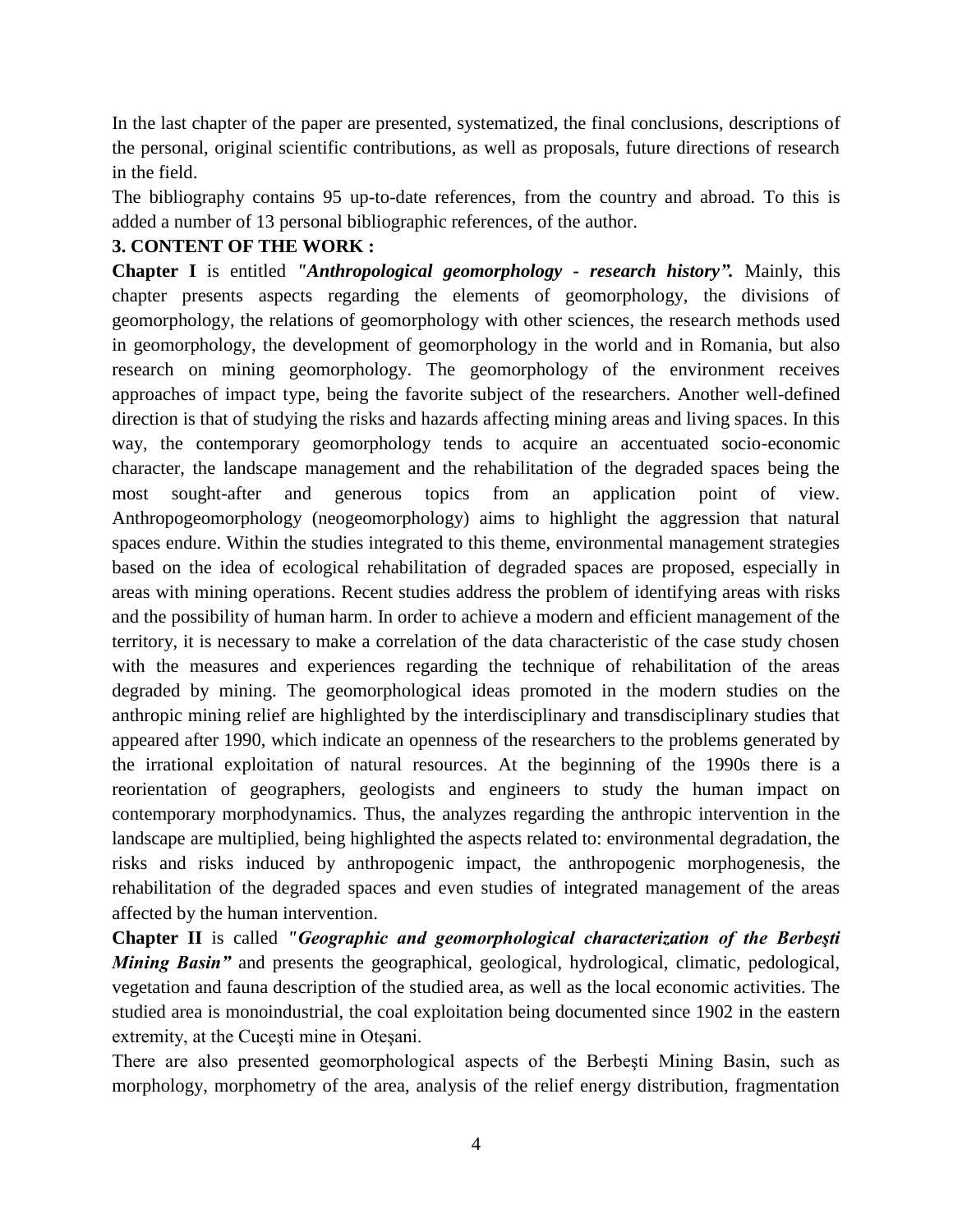In the last chapter of the paper are presented, systematized, the final conclusions, descriptions of the personal, original scientific contributions, as well as proposals, future directions of research in the field.

The bibliography contains 95 up-to-date references, from the country and abroad. To this is added a number of 13 personal bibliographic references, of the author.

**3. CONTENT OF THE WORK :**

**Chapter I** is entitled ***"Anthropological geomorphology - research history".*** Mainly, this chapter presents aspects regarding the elements of geomorphology, the divisions of geomorphology, the relations of geomorphology with other sciences, the research methods used in geomorphology, the development of geomorphology in the world and in Romania, but also research on mining geomorphology. The geomorphology of the environment receives approaches of impact type, being the favorite subject of the researchers. Another well-defined direction is that of studying the risks and hazards affecting mining areas and living spaces. In this way, the contemporary geomorphology tends to acquire an accentuated socio-economic character, the landscape management and the rehabilitation of the degraded spaces being the most sought-after and generous topics from an application point of view. Anthropogeomorphology (neogeomorphology) aims to highlight the aggression that natural spaces endure. Within the studies integrated to this theme, environmental management strategies based on the idea of ecological rehabilitation of degraded spaces are proposed, especially in areas with mining operations. Recent studies address the problem of identifying areas with risks and the possibility of human harm. In order to achieve a modern and efficient management of the territory, it is necessary to make a correlation of the data characteristic of the case study chosen with the measures and experiences regarding the technique of rehabilitation of the areas degraded by mining. The geomorphological ideas promoted in the modern studies on the anthropic mining relief are highlighted by the interdisciplinary and transdisciplinary studies that appeared after 1990, which indicate an openness of the researchers to the problems generated by the irrational exploitation of natural resources. At the beginning of the 1990s there is a reorientation of geographers, geologists and engineers to study the human impact on contemporary morphodynamics. Thus, the analyzes regarding the anthropic intervention in the landscape are multiplied, being highlighted the aspects related to: environmental degradation, the risks and risks induced by anthropogenic impact, the anthropogenic morphogenesis, the rehabilitation of the degraded spaces and even studies of integrated management of the areas affected by the human intervention.

**Chapter II** is called ***"Geographic and geomorphological characterization of the Berbeşti Mining Basin"*** and presents the geographical, geological, hydrological, climatic, pedological, vegetation and fauna description of the studied area, as well as the local economic activities. The studied area is monoindustrial, the coal exploitation being documented since 1902 in the eastern extremity, at the Cuceşti mine in Oteșani.

There are also presented geomorphological aspects of the Berbeşti Mining Basin, such as morphology, morphometry of the area, analysis of the relief energy distribution, fragmentation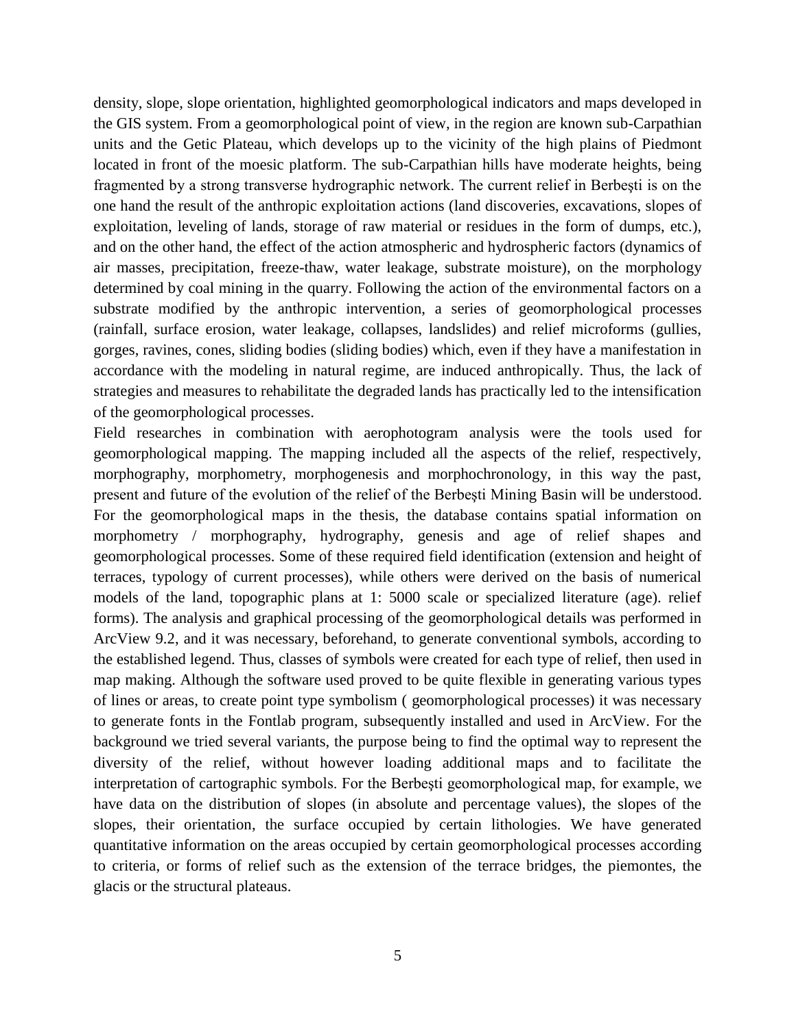density, slope, slope orientation, highlighted geomorphological indicators and maps developed in the GIS system. From a geomorphological point of view, in the region are known sub-Carpathian units and the Getic Plateau, which develops up to the vicinity of the high plains of Piedmont located in front of the moesic platform. The sub-Carpathian hills have moderate heights, being fragmented by a strong transverse hydrographic network. The current relief in Berbeşti is on the one hand the result of the anthropic exploitation actions (land discoveries, excavations, slopes of exploitation, leveling of lands, storage of raw material or residues in the form of dumps, etc.), and on the other hand, the effect of the action atmospheric and hydrospheric factors (dynamics of air masses, precipitation, freeze-thaw, water leakage, substrate moisture), on the morphology determined by coal mining in the quarry. Following the action of the environmental factors on a substrate modified by the anthropic intervention, a series of geomorphological processes (rainfall, surface erosion, water leakage, collapses, landslides) and relief microforms (gullies, gorges, ravines, cones, sliding bodies (sliding bodies) which, even if they have a manifestation in accordance with the modeling in natural regime, are induced anthropically. Thus, the lack of strategies and measures to rehabilitate the degraded lands has practically led to the intensification of the geomorphological processes.

Field researches in combination with aerophotogram analysis were the tools used for geomorphological mapping. The mapping included all the aspects of the relief, respectively, morphography, morphometry, morphogenesis and morphochronology, in this way the past, present and future of the evolution of the relief of the Berbeşti Mining Basin will be understood. For the geomorphological maps in the thesis, the database contains spatial information on morphometry / morphography, hydrography, genesis and age of relief shapes and geomorphological processes. Some of these required field identification (extension and height of terraces, typology of current processes), while others were derived on the basis of numerical models of the land, topographic plans at 1: 5000 scale or specialized literature (age). relief forms). The analysis and graphical processing of the geomorphological details was performed in ArcView 9.2, and it was necessary, beforehand, to generate conventional symbols, according to the established legend. Thus, classes of symbols were created for each type of relief, then used in map making. Although the software used proved to be quite flexible in generating various types of lines or areas, to create point type symbolism ( geomorphological processes) it was necessary to generate fonts in the Fontlab program, subsequently installed and used in ArcView. For the background we tried several variants, the purpose being to find the optimal way to represent the diversity of the relief, without however loading additional maps and to facilitate the interpretation of cartographic symbols. For the Berbeşti geomorphological map, for example, we have data on the distribution of slopes (in absolute and percentage values), the slopes of the slopes, their orientation, the surface occupied by certain lithologies. We have generated quantitative information on the areas occupied by certain geomorphological processes according to criteria, or forms of relief such as the extension of the terrace bridges, the piemontes, the glacis or the structural plateaus.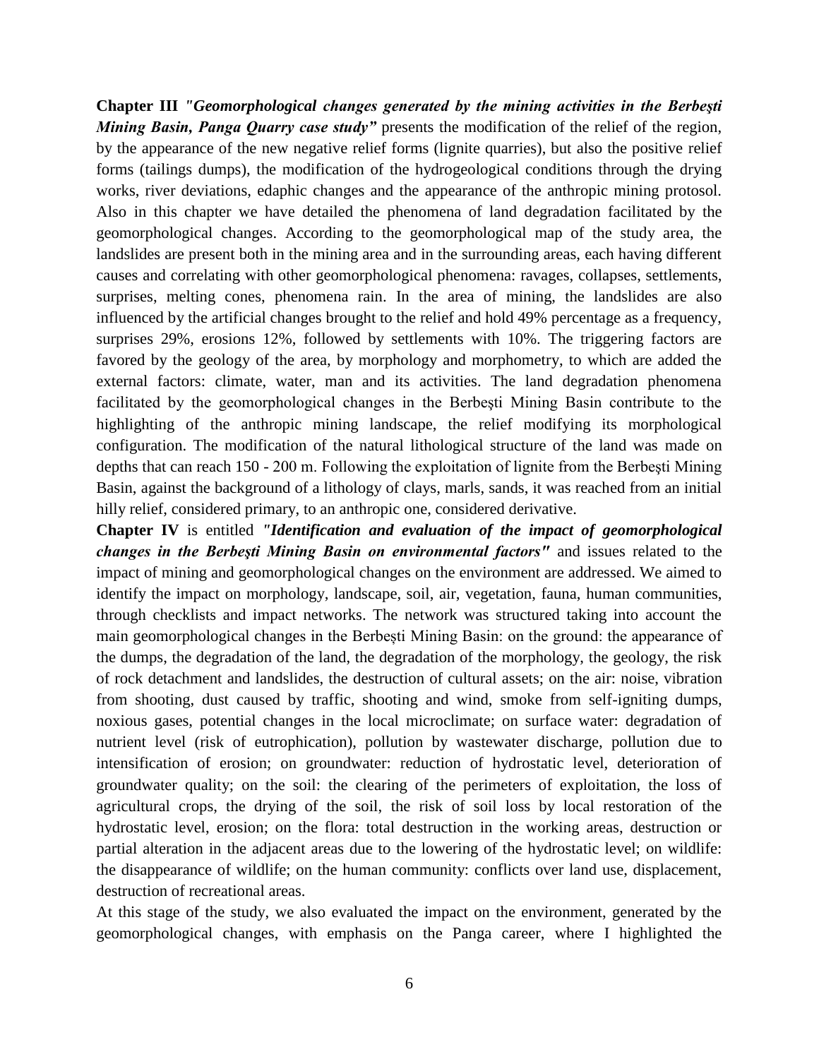**Chapter III** ***"Geomorphological changes generated by the mining activities in the Berbeşti Mining Basin, Panga Quarry case study"*** presents the modification of the relief of the region, by the appearance of the new negative relief forms (lignite quarries), but also the positive relief forms (tailings dumps), the modification of the hydrogeological conditions through the drying works, river deviations, edaphic changes and the appearance of the anthropic mining protosol. Also in this chapter we have detailed the phenomena of land degradation facilitated by the geomorphological changes. According to the geomorphological map of the study area, the landslides are present both in the mining area and in the surrounding areas, each having different causes and correlating with other geomorphological phenomena: ravages, collapses, settlements, surprises, melting cones, phenomena rain. In the area of mining, the landslides are also influenced by the artificial changes brought to the relief and hold 49% percentage as a frequency, surprises 29%, erosions 12%, followed by settlements with 10%. The triggering factors are favored by the geology of the area, by morphology and morphometry, to which are added the external factors: climate, water, man and its activities. The land degradation phenomena facilitated by the geomorphological changes in the Berbeşti Mining Basin contribute to the highlighting of the anthropic mining landscape, the relief modifying its morphological configuration. The modification of the natural lithological structure of the land was made on depths that can reach 150 - 200 m. Following the exploitation of lignite from the Berbeşti Mining Basin, against the background of a lithology of clays, marls, sands, it was reached from an initial hilly relief, considered primary, to an anthropic one, considered derivative.

**Chapter IV** is entitled ***"Identification and evaluation of the impact of geomorphological changes in the Berbeşti Mining Basin on environmental factors"*** and issues related to the impact of mining and geomorphological changes on the environment are addressed. We aimed to identify the impact on morphology, landscape, soil, air, vegetation, fauna, human communities, through checklists and impact networks. The network was structured taking into account the main geomorphological changes in the Berbeşti Mining Basin: on the ground: the appearance of the dumps, the degradation of the land, the degradation of the morphology, the geology, the risk of rock detachment and landslides, the destruction of cultural assets; on the air: noise, vibration from shooting, dust caused by traffic, shooting and wind, smoke from self-igniting dumps, noxious gases, potential changes in the local microclimate; on surface water: degradation of nutrient level (risk of eutrophication), pollution by wastewater discharge, pollution due to intensification of erosion; on groundwater: reduction of hydrostatic level, deterioration of groundwater quality; on the soil: the clearing of the perimeters of exploitation, the loss of agricultural crops, the drying of the soil, the risk of soil loss by local restoration of the hydrostatic level, erosion; on the flora: total destruction in the working areas, destruction or partial alteration in the adjacent areas due to the lowering of the hydrostatic level; on wildlife: the disappearance of wildlife; on the human community: conflicts over land use, displacement, destruction of recreational areas.

At this stage of the study, we also evaluated the impact on the environment, generated by the geomorphological changes, with emphasis on the Panga career, where I highlighted the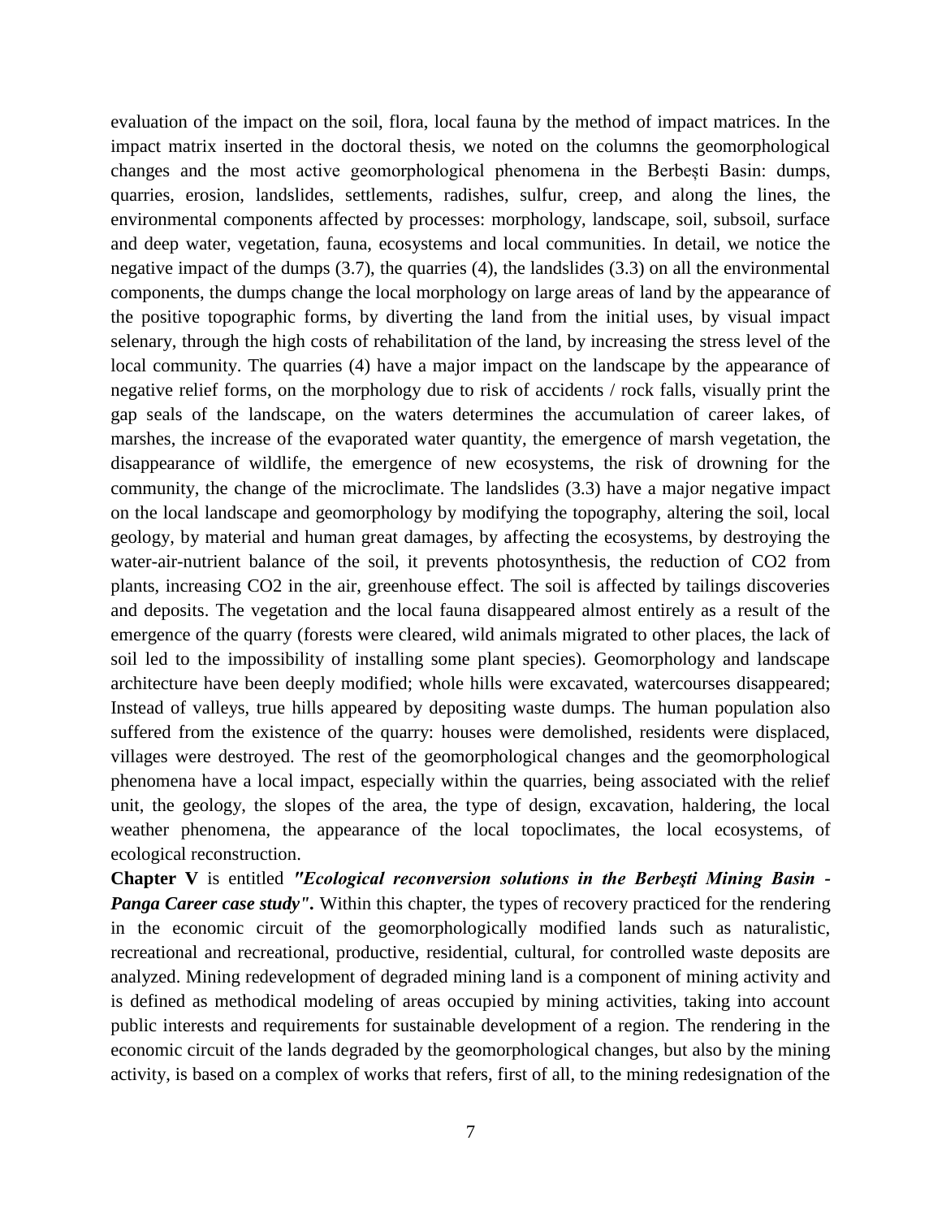evaluation of the impact on the soil, flora, local fauna by the method of impact matrices. In the impact matrix inserted in the doctoral thesis, we noted on the columns the geomorphological changes and the most active geomorphological phenomena in the Berbești Basin: dumps, quarries, erosion, landslides, settlements, radishes, sulfur, creep, and along the lines, the environmental components affected by processes: morphology, landscape, soil, subsoil, surface and deep water, vegetation, fauna, ecosystems and local communities. In detail, we notice the negative impact of the dumps (3.7), the quarries (4), the landslides (3.3) on all the environmental components, the dumps change the local morphology on large areas of land by the appearance of the positive topographic forms, by diverting the land from the initial uses, by visual impact selenary, through the high costs of rehabilitation of the land, by increasing the stress level of the local community. The quarries (4) have a major impact on the landscape by the appearance of negative relief forms, on the morphology due to risk of accidents / rock falls, visually print the gap seals of the landscape, on the waters determines the accumulation of career lakes, of marshes, the increase of the evaporated water quantity, the emergence of marsh vegetation, the disappearance of wildlife, the emergence of new ecosystems, the risk of drowning for the community, the change of the microclimate. The landslides (3.3) have a major negative impact on the local landscape and geomorphology by modifying the topography, altering the soil, local geology, by material and human great damages, by affecting the ecosystems, by destroying the water-air-nutrient balance of the soil, it prevents photosynthesis, the reduction of $CO_2$ from plants, increasing $CO_2$ in the air, greenhouse effect. The soil is affected by tailings discoveries and deposits. The vegetation and the local fauna disappeared almost entirely as a result of the emergence of the quarry (forests were cleared, wild animals migrated to other places, the lack of soil led to the impossibility of installing some plant species). Geomorphology and landscape architecture have been deeply modified; whole hills were excavated, watercourses disappeared; Instead of valleys, true hills appeared by depositing waste dumps. The human population also suffered from the existence of the quarry: houses were demolished, residents were displaced, villages were destroyed. The rest of the geomorphological changes and the geomorphological phenomena have a local impact, especially within the quarries, being associated with the relief unit, the geology, the slopes of the area, the type of design, excavation, haldering, the local weather phenomena, the appearance of the local topoclimates, the local ecosystems, of ecological reconstruction.

**Chapter V** is entitled ***"Ecological reconversion solutions in the Berbeşti Mining Basin - Panga Career case study".*** Within this chapter, the types of recovery practiced for the rendering in the economic circuit of the geomorphologically modified lands such as naturalistic, recreational and recreational, productive, residential, cultural, for controlled waste deposits are analyzed. Mining redevelopment of degraded mining land is a component of mining activity and is defined as methodical modeling of areas occupied by mining activities, taking into account public interests and requirements for sustainable development of a region. The rendering in the economic circuit of the lands degraded by the geomorphological changes, but also by the mining activity, is based on a complex of works that refers, first of all, to the mining redesignation of the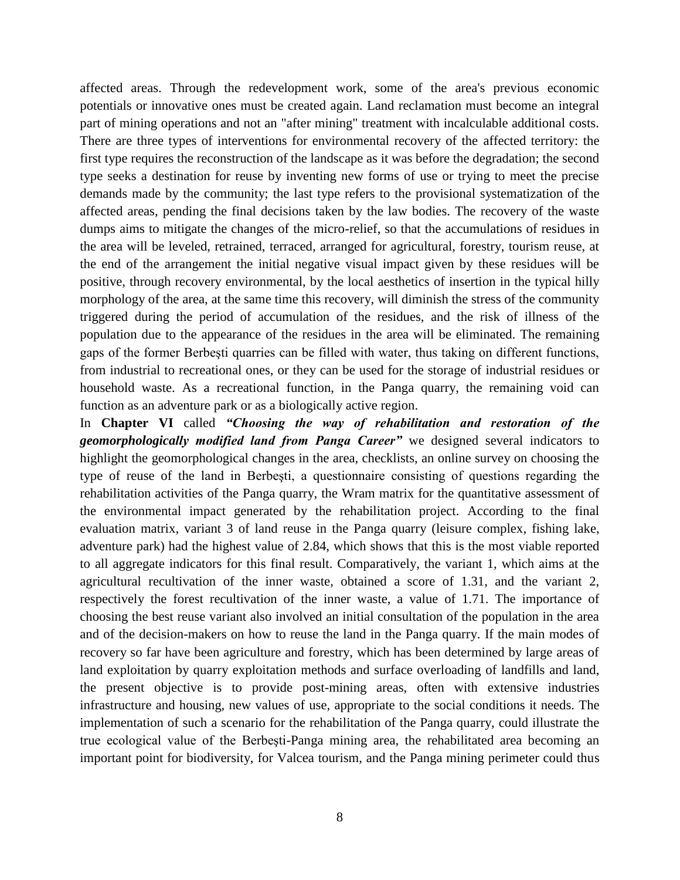affected areas. Through the redevelopment work, some of the area's previous economic potentials or innovative ones must be created again. Land reclamation must become an integral part of mining operations and not an "after mining" treatment with incalculable additional costs. There are three types of interventions for environmental recovery of the affected territory: the first type requires the reconstruction of the landscape as it was before the degradation; the second type seeks a destination for reuse by inventing new forms of use or trying to meet the precise demands made by the community; the last type refers to the provisional systematization of the affected areas, pending the final decisions taken by the law bodies. The recovery of the waste dumps aims to mitigate the changes of the micro-relief, so that the accumulations of residues in the area will be leveled, retrained, terraced, arranged for agricultural, forestry, tourism reuse, at the end of the arrangement the initial negative visual impact given by these residues will be positive, through recovery environmental, by the local aesthetics of insertion in the typical hilly morphology of the area, at the same time this recovery, will diminish the stress of the community triggered during the period of accumulation of the residues, and the risk of illness of the population due to the appearance of the residues in the area will be eliminated. The remaining gaps of the former Berbeşti quarries can be filled with water, thus taking on different functions, from industrial to recreational ones, or they can be used for the storage of industrial residues or household waste. As a recreational function, in the Panga quarry, the remaining void can function as an adventure park or as a biologically active region.

In **Chapter VI** called ***"Choosing the way of rehabilitation and restoration of the geomorphologically modified land from Panga Career"*** we designed several indicators to highlight the geomorphological changes in the area, checklists, an online survey on choosing the type of reuse of the land in Berbeşti, a questionnaire consisting of questions regarding the rehabilitation activities of the Panga quarry, the Wram matrix for the quantitative assessment of the environmental impact generated by the rehabilitation project. According to the final evaluation matrix, variant 3 of land reuse in the Panga quarry (leisure complex, fishing lake, adventure park) had the highest value of 2.84, which shows that this is the most viable reported to all aggregate indicators for this final result. Comparatively, the variant 1, which aims at the agricultural recultivation of the inner waste, obtained a score of 1.31, and the variant 2, respectively the forest recultivation of the inner waste, a value of 1.71. The importance of choosing the best reuse variant also involved an initial consultation of the population in the area and of the decision-makers on how to reuse the land in the Panga quarry. If the main modes of recovery so far have been agriculture and forestry, which has been determined by large areas of land exploitation by quarry exploitation methods and surface overloading of landfills and land, the present objective is to provide post-mining areas, often with extensive industries infrastructure and housing, new values of use, appropriate to the social conditions it needs. The implementation of such a scenario for the rehabilitation of the Panga quarry, could illustrate the true ecological value of the Berbeşti-Panga mining area, the rehabilitated area becoming an important point for biodiversity, for Valcea tourism, and the Panga mining perimeter could thus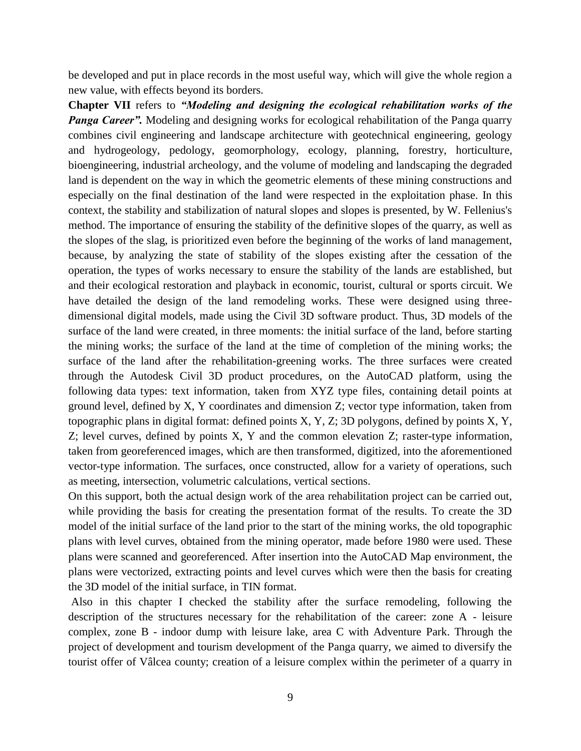be developed and put in place records in the most useful way, which will give the whole region a new value, with effects beyond its borders.

**Chapter VII** refers to ***"Modeling and designing the ecological rehabilitation works of the Panga Career".*** Modeling and designing works for ecological rehabilitation of the Panga quarry combines civil engineering and landscape architecture with geotechnical engineering, geology and hydrogeology, pedology, geomorphology, ecology, planning, forestry, horticulture, bioengineering, industrial archeology, and the volume of modeling and landscaping the degraded land is dependent on the way in which the geometric elements of these mining constructions and especially on the final destination of the land were respected in the exploitation phase. In this context, the stability and stabilization of natural slopes and slopes is presented, by W. Fellenius's method. The importance of ensuring the stability of the definitive slopes of the quarry, as well as the slopes of the slag, is prioritized even before the beginning of the works of land management, because, by analyzing the state of stability of the slopes existing after the cessation of the operation, the types of works necessary to ensure the stability of the lands are established, but and their ecological restoration and playback in economic, tourist, cultural or sports circuit. We have detailed the design of the land remodeling works. These were designed using three-dimensional digital models, made using the Civil 3D software product. Thus, 3D models of the surface of the land were created, in three moments: the initial surface of the land, before starting the mining works; the surface of the land at the time of completion of the mining works; the surface of the land after the rehabilitation-greening works. The three surfaces were created through the Autodesk Civil 3D product procedures, on the AutoCAD platform, using the following data types: text information, taken from XYZ type files, containing detail points at ground level, defined by X, Y coordinates and dimension Z; vector type information, taken from topographic plans in digital format: defined points X, Y, Z; 3D polygons, defined by points X, Y, Z; level curves, defined by points X, Y and the common elevation Z; raster-type information, taken from georeferenced images, which are then transformed, digitized, into the aforementioned vector-type information. The surfaces, once constructed, allow for a variety of operations, such as meeting, intersection, volumetric calculations, vertical sections.

On this support, both the actual design work of the area rehabilitation project can be carried out, while providing the basis for creating the presentation format of the results. To create the 3D model of the initial surface of the land prior to the start of the mining works, the old topographic plans with level curves, obtained from the mining operator, made before 1980 were used. These plans were scanned and georeferenced. After insertion into the AutoCAD Map environment, the plans were vectorized, extracting points and level curves which were then the basis for creating the 3D model of the initial surface, in TIN format.

Also in this chapter I checked the stability after the surface remodeling, following the description of the structures necessary for the rehabilitation of the career: zone A - leisure complex, zone B - indoor dump with leisure lake, area C with Adventure Park. Through the project of development and tourism development of the Panga quarry, we aimed to diversify the tourist offer of Vâlcea county; creation of a leisure complex within the perimeter of a quarry in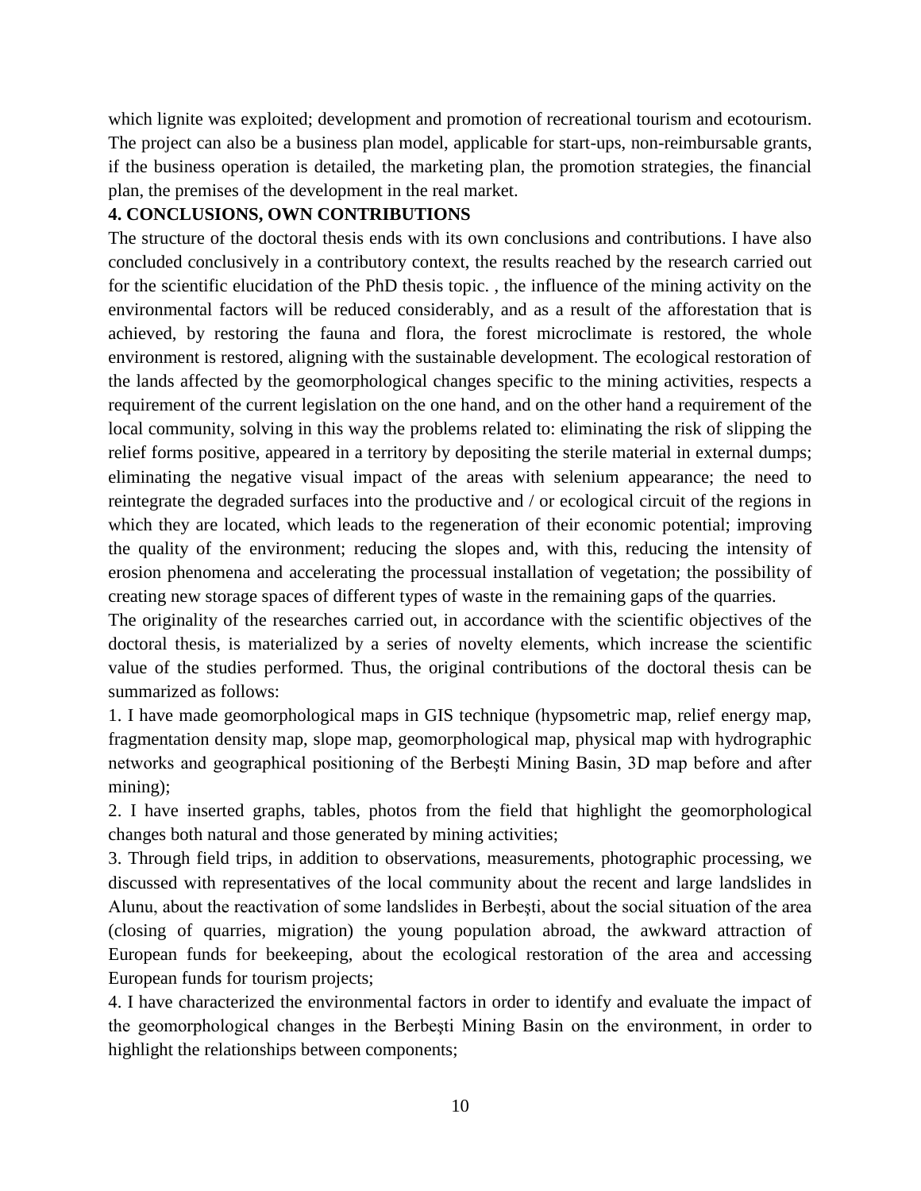which lignite was exploited; development and promotion of recreational tourism and ecotourism. The project can also be a business plan model, applicable for start-ups, non-reimbursable grants, if the business operation is detailed, the marketing plan, the promotion strategies, the financial plan, the premises of the development in the real market.

## 4. CONCLUSIONS, OWN CONTRIBUTIONS

The structure of the doctoral thesis ends with its own conclusions and contributions. I have also concluded conclusively in a contributory context, the results reached by the research carried out for the scientific elucidation of the PhD thesis topic. , the influence of the mining activity on the environmental factors will be reduced considerably, and as a result of the afforestation that is achieved, by restoring the fauna and flora, the forest microclimate is restored, the whole environment is restored, aligning with the sustainable development. The ecological restoration of the lands affected by the geomorphological changes specific to the mining activities, respects a requirement of the current legislation on the one hand, and on the other hand a requirement of the local community, solving in this way the problems related to: eliminating the risk of slipping the relief forms positive, appeared in a territory by depositing the sterile material in external dumps; eliminating the negative visual impact of the areas with selenium appearance; the need to reintegrate the degraded surfaces into the productive and / or ecological circuit of the regions in which they are located, which leads to the regeneration of their economic potential; improving the quality of the environment; reducing the slopes and, with this, reducing the intensity of erosion phenomena and accelerating the processual installation of vegetation; the possibility of creating new storage spaces of different types of waste in the remaining gaps of the quarries.

The originality of the researches carried out, in accordance with the scientific objectives of the doctoral thesis, is materialized by a series of novelty elements, which increase the scientific value of the studies performed. Thus, the original contributions of the doctoral thesis can be summarized as follows:

1. I have made geomorphological maps in GIS technique (hypsometric map, relief energy map, fragmentation density map, slope map, geomorphological map, physical map with hydrographic networks and geographical positioning of the Berbeşti Mining Basin, 3D map before and after mining);
2. I have inserted graphs, tables, photos from the field that highlight the geomorphological changes both natural and those generated by mining activities;
3. Through field trips, in addition to observations, measurements, photographic processing, we discussed with representatives of the local community about the recent and large landslides in Alunu, about the reactivation of some landslides in Berbeşti, about the social situation of the area (closing of quarries, migration) the young population abroad, the awkward attraction of European funds for beekeeping, about the ecological restoration of the area and accessing European funds for tourism projects;
4. I have characterized the environmental factors in order to identify and evaluate the impact of the geomorphological changes in the Berbeşti Mining Basin on the environment, in order to highlight the relationships between components;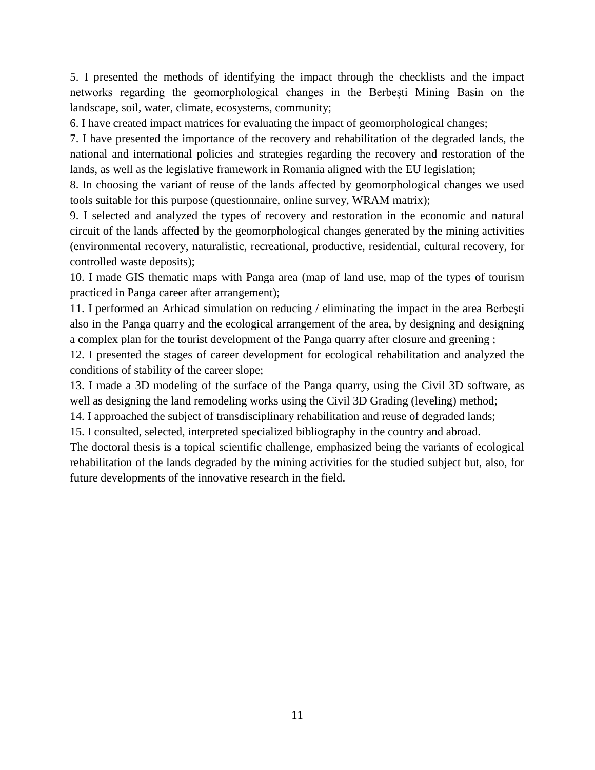5. I presented the methods of identifying the impact through the checklists and the impact networks regarding the geomorphological changes in the Berbești Mining Basin on the landscape, soil, water, climate, ecosystems, community;

6. I have created impact matrices for evaluating the impact of geomorphological changes;

7. I have presented the importance of the recovery and rehabilitation of the degraded lands, the national and international policies and strategies regarding the recovery and restoration of the lands, as well as the legislative framework in Romania aligned with the EU legislation;

8. In choosing the variant of reuse of the lands affected by geomorphological changes we used tools suitable for this purpose (questionnaire, online survey, WRAM matrix);

9. I selected and analyzed the types of recovery and restoration in the economic and natural circuit of the lands affected by the geomorphological changes generated by the mining activities (environmental recovery, naturalistic, recreational, productive, residential, cultural recovery, for controlled waste deposits);

10. I made GIS thematic maps with Panga area (map of land use, map of the types of tourism practiced in Panga career after arrangement);

11. I performed an Arhicad simulation on reducing / eliminating the impact in the area Berbești also in the Panga quarry and the ecological arrangement of the area, by designing and designing a complex plan for the tourist development of the Panga quarry after closure and greening ;

12. I presented the stages of career development for ecological rehabilitation and analyzed the conditions of stability of the career slope;

13. I made a 3D modeling of the surface of the Panga quarry, using the Civil 3D software, as well as designing the land remodeling works using the Civil 3D Grading (leveling) method;

14. I approached the subject of transdisciplinary rehabilitation and reuse of degraded lands;

15. I consulted, selected, interpreted specialized bibliography in the country and abroad.

The doctoral thesis is a topical scientific challenge, emphasized being the variants of ecological rehabilitation of the lands degraded by the mining activities for the studied subject but, also, for future developments of the innovative research in the field.